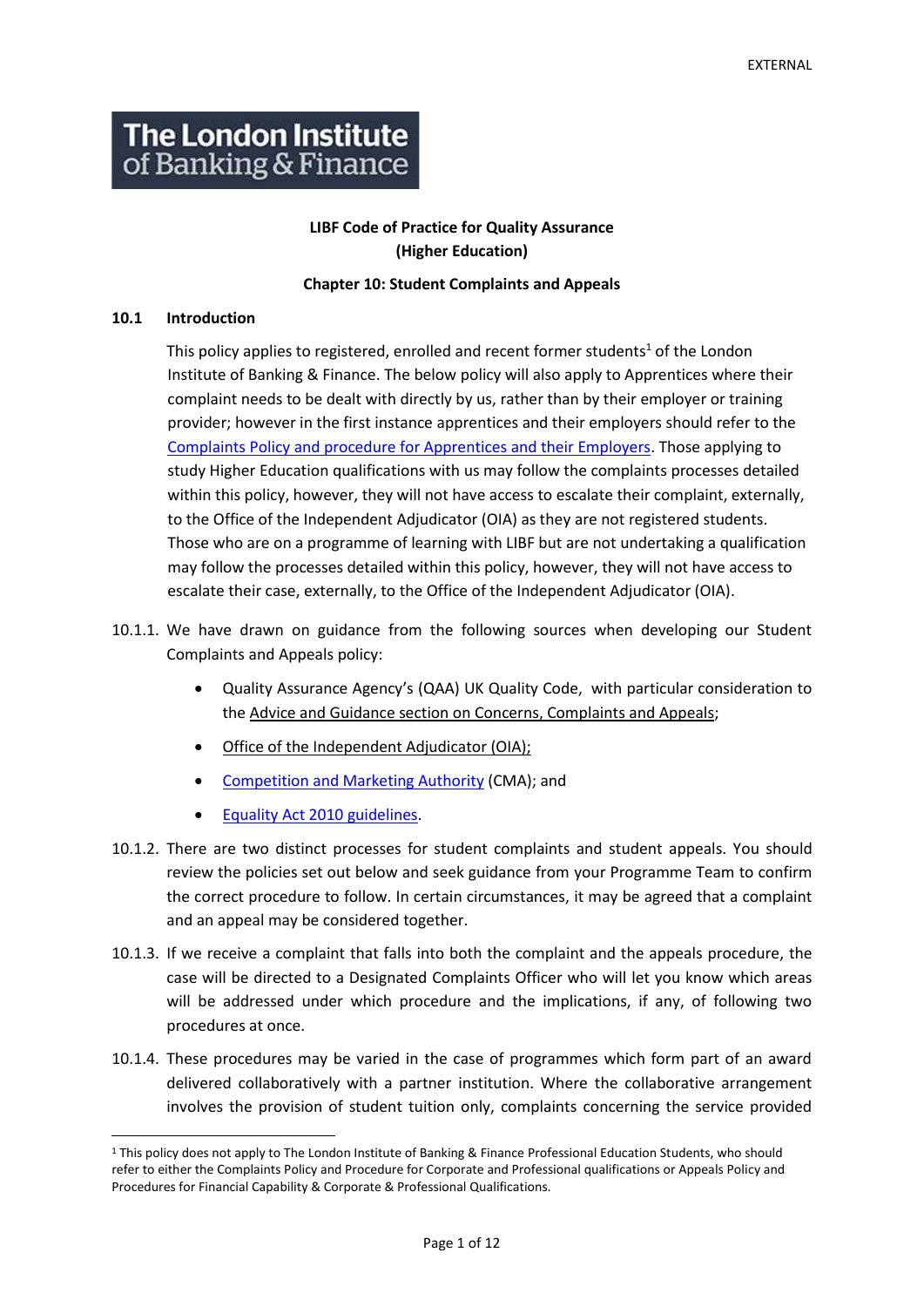**The London Institute of Banking & Finance**

**LIBF Code of Practice for Quality Assurance (Higher Education)**

**Chapter 10: Student Complaints and Appeals**

## 10.1 Introduction

This policy applies to registered, enrolled and recent former students[1] of the London Institute of Banking & Finance. The below policy will also apply to Apprentices where their complaint needs to be dealt with directly by us, rather than by their employer or training provider; however in the first instance apprentices and their employers should refer to the Complaints Policy and procedure for Apprentices and their Employers. Those applying to study Higher Education qualifications with us may follow the complaints processes detailed within this policy, however, they will not have access to escalate their complaint, externally, to the Office of the Independent Adjudicator (OIA) as they are not registered students. Those who are on a programme of learning with LIBF but are not undertaking a qualification may follow the processes detailed within this policy, however, they will not have access to escalate their case, externally, to the Office of the Independent Adjudicator (OIA).

10.1.1. We have drawn on guidance from the following sources when developing our Student Complaints and Appeals policy:

- Quality Assurance Agency's (QAA) UK Quality Code, with particular consideration to the Advice and Guidance section on Concerns, Complaints and Appeals;
- Office of the Independent Adjudicator (OIA);
- Competition and Marketing Authority (CMA); and
- Equality Act 2010 guidelines.

10.1.2. There are two distinct processes for student complaints and student appeals. You should review the policies set out below and seek guidance from your Programme Team to confirm the correct procedure to follow. In certain circumstances, it may be agreed that a complaint and an appeal may be considered together.

10.1.3. If we receive a complaint that falls into both the complaint and the appeals procedure, the case will be directed to a Designated Complaints Officer who will let you know which areas will be addressed under which procedure and the implications, if any, of following two procedures at once.

10.1.4. These procedures may be varied in the case of programmes which form part of an award delivered collaboratively with a partner institution. Where the collaborative arrangement involves the provision of student tuition only, complaints concerning the service provided

---

[1] This policy does not apply to The London Institute of Banking & Finance Professional Education Students, who should refer to either the Complaints Policy and Procedure for Corporate and Professional qualifications or Appeals Policy and Procedures for Financial Capability & Corporate & Professional Qualifications.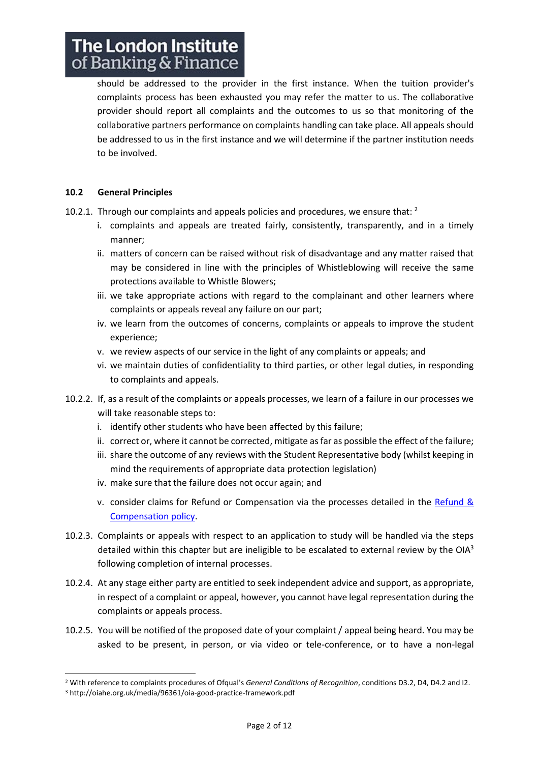should be addressed to the provider in the first instance. When the tuition provider's complaints process has been exhausted you may refer the matter to us. The collaborative provider should report all complaints and the outcomes to us so that monitoring of the collaborative partners performance on complaints handling can take place. All appeals should be addressed to us in the first instance and we will determine if the partner institution needs to be involved.

### 10.2 General Principles

10.2.1. Through our complaints and appeals policies and procedures, we ensure that: [2]

i. complaints and appeals are treated fairly, consistently, transparently, and in a timely manner;
ii. matters of concern can be raised without risk of disadvantage and any matter raised that may be considered in line with the principles of Whistleblowing will receive the same protections available to Whistle Blowers;
iii. we take appropriate actions with regard to the complainant and other learners where complaints or appeals reveal any failure on our part;
iv. we learn from the outcomes of concerns, complaints or appeals to improve the student experience;
v. we review aspects of our service in the light of any complaints or appeals; and
vi. we maintain duties of confidentiality to third parties, or other legal duties, in responding to complaints and appeals.

10.2.2. If, as a result of the complaints or appeals processes, we learn of a failure in our processes we will take reasonable steps to:

i. identify other students who have been affected by this failure;
ii. correct or, where it cannot be corrected, mitigate as far as possible the effect of the failure;
iii. share the outcome of any reviews with the Student Representative body (whilst keeping in mind the requirements of appropriate data protection legislation)
iv. make sure that the failure does not occur again; and
v. consider claims for Refund or Compensation via the processes detailed in the Refund & Compensation policy.

10.2.3. Complaints or appeals with respect to an application to study will be handled via the steps detailed within this chapter but are ineligible to be escalated to external review by the OIA[3] following completion of internal processes.

10.2.4. At any stage either party are entitled to seek independent advice and support, as appropriate, in respect of a complaint or appeal, however, you cannot have legal representation during the complaints or appeals process.

10.2.5. You will be notified of the proposed date of your complaint / appeal being heard. You may be asked to be present, in person, or via video or tele-conference, or to have a non-legal

---

[2] With reference to complaints procedures of Ofqual's *General Conditions of Recognition*, conditions D3.2, D4, D4.2 and I2.

[3] http://oiahe.org.uk/media/96361/oia-good-practice-framework.pdf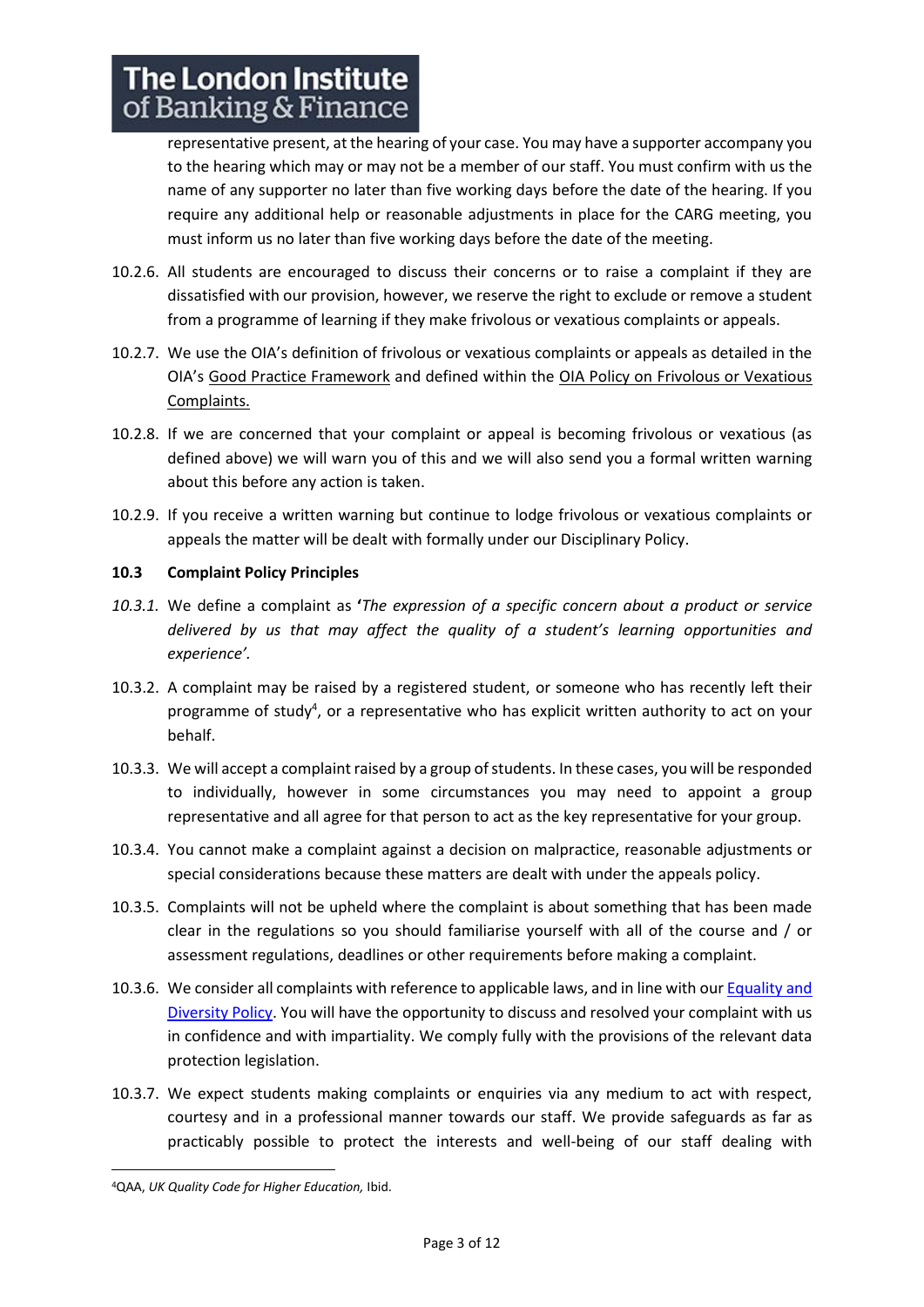representative present, at the hearing of your case. You may have a supporter accompany you to the hearing which may or may not be a member of our staff. You must confirm with us the name of any supporter no later than five working days before the date of the hearing. If you require any additional help or reasonable adjustments in place for the CARG meeting, you must inform us no later than five working days before the date of the meeting.

10.2.6. All students are encouraged to discuss their concerns or to raise a complaint if they are dissatisfied with our provision, however, we reserve the right to exclude or remove a student from a programme of learning if they make frivolous or vexatious complaints or appeals.

10.2.7. We use the OIA's definition of frivolous or vexatious complaints or appeals as detailed in the OIA's Good Practice Framework and defined within the OIA Policy on Frivolous or Vexatious Complaints.

10.2.8. If we are concerned that your complaint or appeal is becoming frivolous or vexatious (as defined above) we will warn you of this and we will also send you a formal written warning about this before any action is taken.

10.2.9. If you receive a written warning but continue to lodge frivolous or vexatious complaints or appeals the matter will be dealt with formally under our Disciplinary Policy.

### 10.3 Complaint Policy Principles

*10.3.1.* We define a complaint as **'***The expression of a specific concern about a product or service delivered by us that may affect the quality of a student's learning opportunities and experience'.*

10.3.2. A complaint may be raised by a registered student, or someone who has recently left their programme of study[4], or a representative who has explicit written authority to act on your behalf.

10.3.3. We will accept a complaint raised by a group of students. In these cases, you will be responded to individually, however in some circumstances you may need to appoint a group representative and all agree for that person to act as the key representative for your group.

10.3.4. You cannot make a complaint against a decision on malpractice, reasonable adjustments or special considerations because these matters are dealt with under the appeals policy.

10.3.5. Complaints will not be upheld where the complaint is about something that has been made clear in the regulations so you should familiarise yourself with all of the course and / or assessment regulations, deadlines or other requirements before making a complaint.

10.3.6. We consider all complaints with reference to applicable laws, and in line with our Equality and Diversity Policy. You will have the opportunity to discuss and resolved your complaint with us in confidence and with impartiality. We comply fully with the provisions of the relevant data protection legislation.

10.3.7. We expect students making complaints or enquiries via any medium to act with respect, courtesy and in a professional manner towards our staff. We provide safeguards as far as practicably possible to protect the interests and well-being of our staff dealing with

---

[4] QAA, *UK Quality Code for Higher Education,* Ibid.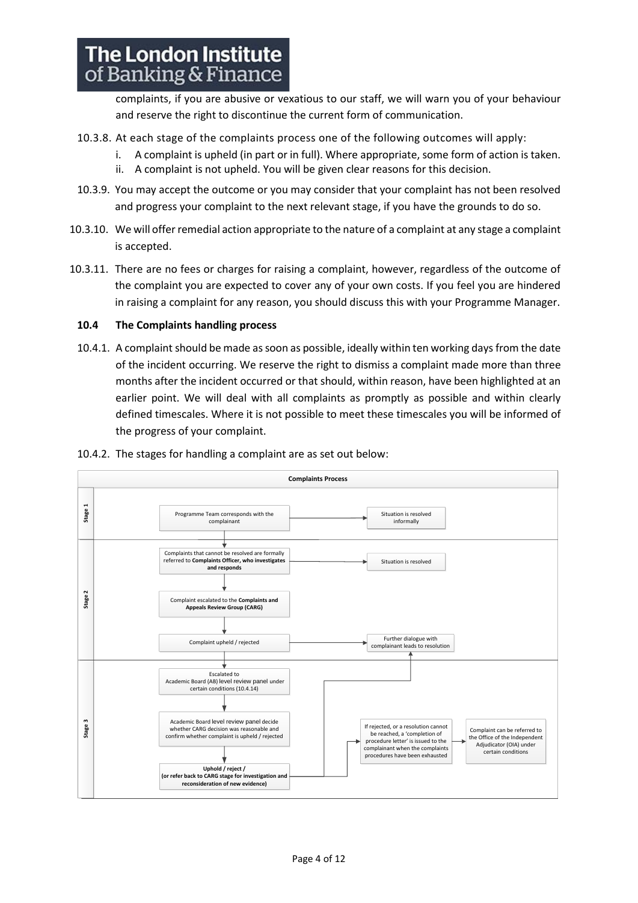complaints, if you are abusive or vexatious to our staff, we will warn you of your behaviour and reserve the right to discontinue the current form of communication.

10.3.8. At each stage of the complaints process one of the following outcomes will apply:

i. A complaint is upheld (in part or in full). Where appropriate, some form of action is taken.

ii. A complaint is not upheld. You will be given clear reasons for this decision.

10.3.9. You may accept the outcome or you may consider that your complaint has not been resolved and progress your complaint to the next relevant stage, if you have the grounds to do so.

10.3.10. We will offer remedial action appropriate to the nature of a complaint at any stage a complaint is accepted.

10.3.11. There are no fees or charges for raising a complaint, however, regardless of the outcome of the complaint you are expected to cover any of your own costs. If you feel you are hindered in raising a complaint for any reason, you should discuss this with your Programme Manager.

### 10.4 The Complaints handling process

10.4.1. A complaint should be made as soon as possible, ideally within ten working days from the date of the incident occurring. We reserve the right to dismiss a complaint made more than three months after the incident occurred or that should, within reason, have been highlighted at an earlier point. We will deal with all complaints as promptly as possible and within clearly defined timescales. Where it is not possible to meet these timescales you will be informed of the progress of your complaint.

10.4.2. The stages for handling a complaint are as set out below:

**Complaints Process**

**Stage 1**

- Programme Team corresponds with the complainant → Situation is resolved informally

**Stage 2**

- Complaints that cannot be resolved are formally referred to **Complaints Officer, who investigates and responds** → Situation is resolved
- Complaint escalated to the **Complaints and Appeals Review Group (CARG)**
- Complaint upheld / rejected → Further dialogue with complainant leads to resolution

**Stage 3**

- Escalated to Academic Board (AB) level review panel under certain conditions (10.4.14)
- Academic Board level review panel decide whether CARG decision was reasonable and confirm whether complaint is upheld / rejected
- **Uphold / reject / (or refer back to CARG stage for investigation and reconsideration of new evidence)** → Further dialogue with complainant leads to resolution
- If rejected, or a resolution cannot be reached, a 'completion of procedure letter' is issued to the complainant when the complaints procedures have been exhausted → Complaint can be referred to the Office of the Independent Adjudicator (OIA) under certain conditions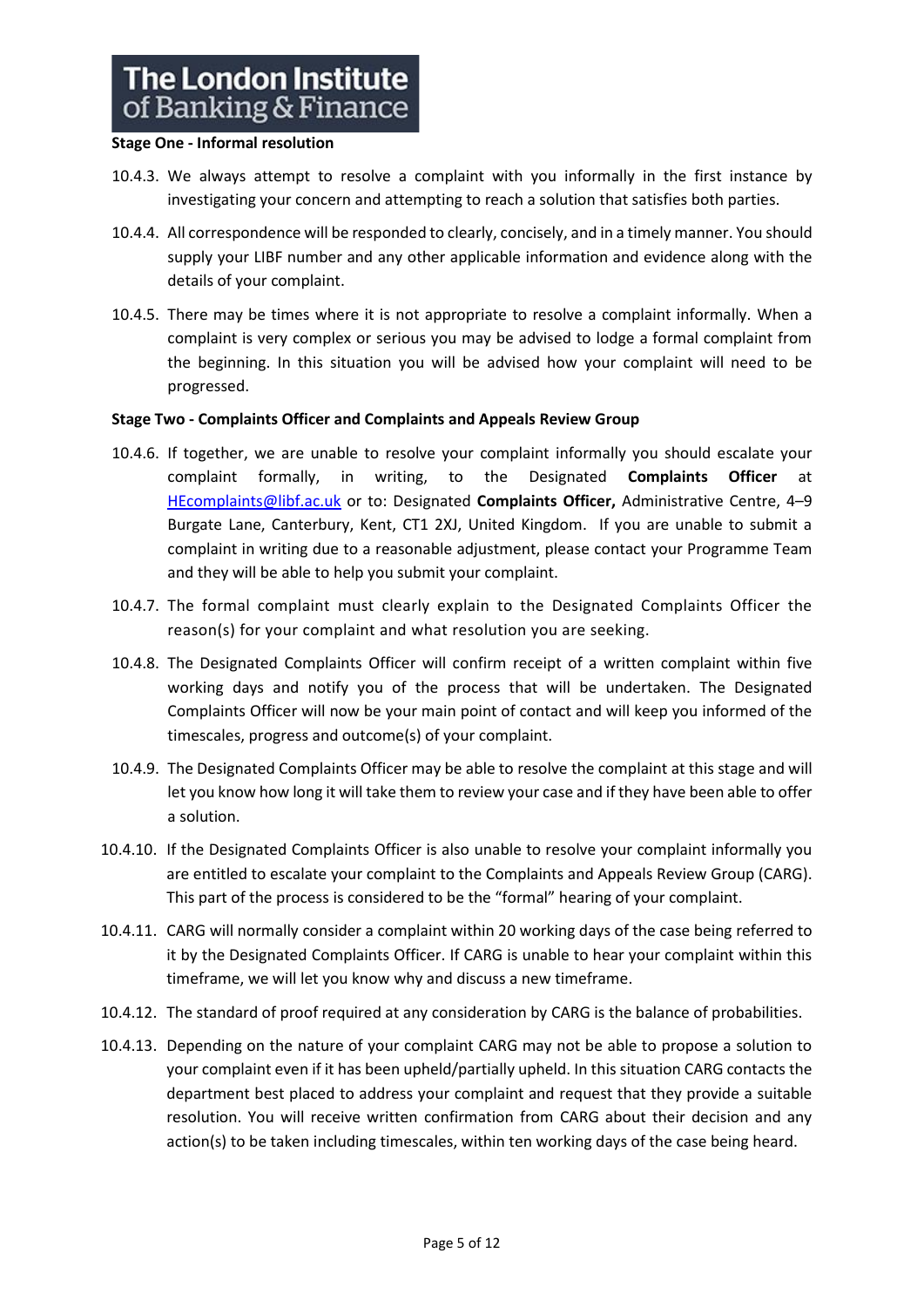**Stage One - Informal resolution**

10.4.3. We always attempt to resolve a complaint with you informally in the first instance by investigating your concern and attempting to reach a solution that satisfies both parties.

10.4.4. All correspondence will be responded to clearly, concisely, and in a timely manner. You should supply your LIBF number and any other applicable information and evidence along with the details of your complaint.

10.4.5. There may be times where it is not appropriate to resolve a complaint informally. When a complaint is very complex or serious you may be advised to lodge a formal complaint from the beginning. In this situation you will be advised how your complaint will need to be progressed.

**Stage Two - Complaints Officer and Complaints and Appeals Review Group**

10.4.6. If together, we are unable to resolve your complaint informally you should escalate your complaint formally, in writing, to the Designated **Complaints Officer** at HEcomplaints@libf.ac.uk or to: Designated **Complaints Officer,** Administrative Centre, 4–9 Burgate Lane, Canterbury, Kent, CT1 2XJ, United Kingdom. If you are unable to submit a complaint in writing due to a reasonable adjustment, please contact your Programme Team and they will be able to help you submit your complaint.

10.4.7. The formal complaint must clearly explain to the Designated Complaints Officer the reason(s) for your complaint and what resolution you are seeking.

10.4.8. The Designated Complaints Officer will confirm receipt of a written complaint within five working days and notify you of the process that will be undertaken. The Designated Complaints Officer will now be your main point of contact and will keep you informed of the timescales, progress and outcome(s) of your complaint.

10.4.9. The Designated Complaints Officer may be able to resolve the complaint at this stage and will let you know how long it will take them to review your case and if they have been able to offer a solution.

10.4.10. If the Designated Complaints Officer is also unable to resolve your complaint informally you are entitled to escalate your complaint to the Complaints and Appeals Review Group (CARG). This part of the process is considered to be the "formal" hearing of your complaint.

10.4.11. CARG will normally consider a complaint within 20 working days of the case being referred to it by the Designated Complaints Officer. If CARG is unable to hear your complaint within this timeframe, we will let you know why and discuss a new timeframe.

10.4.12. The standard of proof required at any consideration by CARG is the balance of probabilities.

10.4.13. Depending on the nature of your complaint CARG may not be able to propose a solution to your complaint even if it has been upheld/partially upheld. In this situation CARG contacts the department best placed to address your complaint and request that they provide a suitable resolution. You will receive written confirmation from CARG about their decision and any action(s) to be taken including timescales, within ten working days of the case being heard.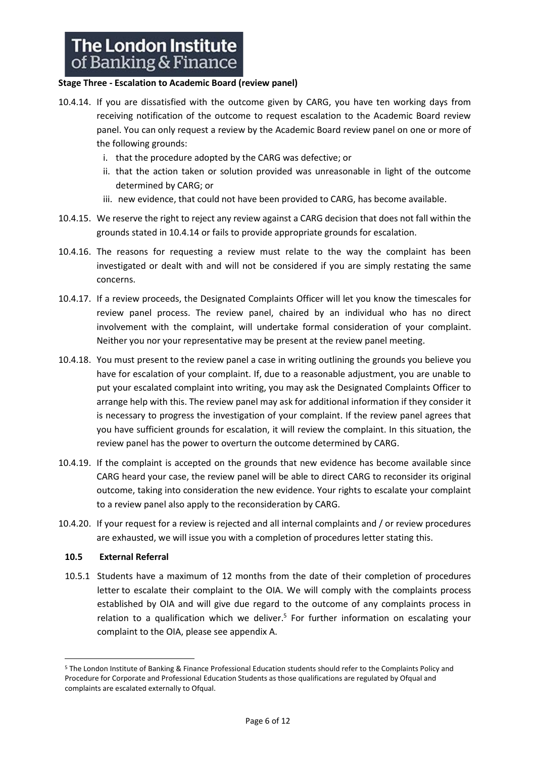**Stage Three - Escalation to Academic Board (review panel)**

10.4.14. If you are dissatisfied with the outcome given by CARG, you have ten working days from receiving notification of the outcome to request escalation to the Academic Board review panel. You can only request a review by the Academic Board review panel on one or more of the following grounds:

i. that the procedure adopted by the CARG was defective; or
ii. that the action taken or solution provided was unreasonable in light of the outcome determined by CARG; or
iii. new evidence, that could not have been provided to CARG, has become available.

10.4.15. We reserve the right to reject any review against a CARG decision that does not fall within the grounds stated in 10.4.14 or fails to provide appropriate grounds for escalation.

10.4.16. The reasons for requesting a review must relate to the way the complaint has been investigated or dealt with and will not be considered if you are simply restating the same concerns.

10.4.17. If a review proceeds, the Designated Complaints Officer will let you know the timescales for review panel process. The review panel, chaired by an individual who has no direct involvement with the complaint, will undertake formal consideration of your complaint. Neither you nor your representative may be present at the review panel meeting.

10.4.18. You must present to the review panel a case in writing outlining the grounds you believe you have for escalation of your complaint. If, due to a reasonable adjustment, you are unable to put your escalated complaint into writing, you may ask the Designated Complaints Officer to arrange help with this. The review panel may ask for additional information if they consider it is necessary to progress the investigation of your complaint. If the review panel agrees that you have sufficient grounds for escalation, it will review the complaint. In this situation, the review panel has the power to overturn the outcome determined by CARG.

10.4.19. If the complaint is accepted on the grounds that new evidence has become available since CARG heard your case, the review panel will be able to direct CARG to reconsider its original outcome, taking into consideration the new evidence. Your rights to escalate your complaint to a review panel also apply to the reconsideration by CARG.

10.4.20. If your request for a review is rejected and all internal complaints and / or review procedures are exhausted, we will issue you with a completion of procedures letter stating this.

### 10.5 External Referral

10.5.1 Students have a maximum of 12 months from the date of their completion of procedures letter to escalate their complaint to the OIA. We will comply with the complaints process established by OIA and will give due regard to the outcome of any complaints process in relation to a qualification which we deliver.[5] For further information on escalating your complaint to the OIA, please see appendix A.

---

[5] The London Institute of Banking & Finance Professional Education students should refer to the Complaints Policy and Procedure for Corporate and Professional Education Students as those qualifications are regulated by Ofqual and complaints are escalated externally to Ofqual.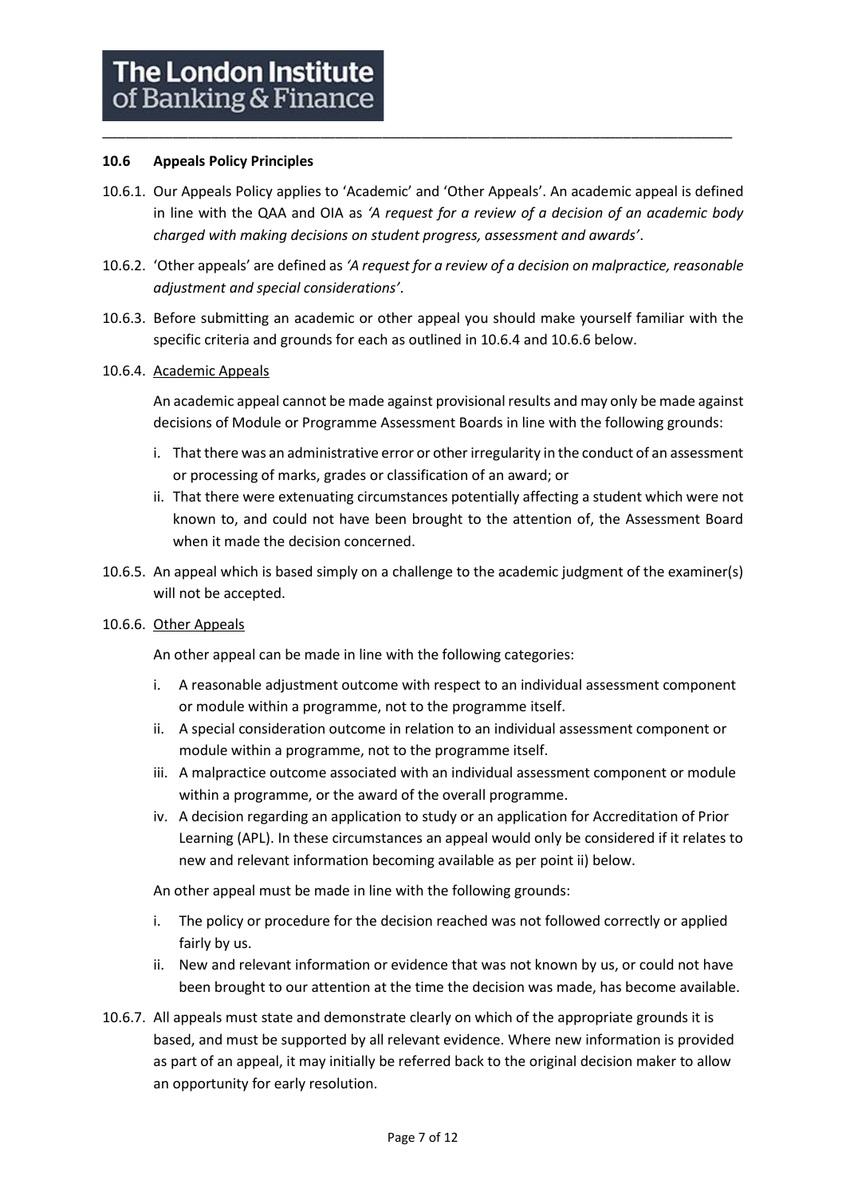### 10.6 Appeals Policy Principles

10.6.1. Our Appeals Policy applies to 'Academic' and 'Other Appeals'. An academic appeal is defined in line with the QAA and OIA as *'A request for a review of a decision of an academic body charged with making decisions on student progress, assessment and awards'*.

10.6.2. 'Other appeals' are defined as *'A request for a review of a decision on malpractice, reasonable adjustment and special considerations'*.

10.6.3. Before submitting an academic or other appeal you should make yourself familiar with the specific criteria and grounds for each as outlined in 10.6.4 and 10.6.6 below.

10.6.4. <u>Academic Appeals</u>

An academic appeal cannot be made against provisional results and may only be made against decisions of Module or Programme Assessment Boards in line with the following grounds:

i. That there was an administrative error or other irregularity in the conduct of an assessment or processing of marks, grades or classification of an award; or
ii. That there were extenuating circumstances potentially affecting a student which were not known to, and could not have been brought to the attention of, the Assessment Board when it made the decision concerned.

10.6.5. An appeal which is based simply on a challenge to the academic judgment of the examiner(s) will not be accepted.

10.6.6. <u>Other Appeals</u>

An other appeal can be made in line with the following categories:

i. A reasonable adjustment outcome with respect to an individual assessment component or module within a programme, not to the programme itself.
ii. A special consideration outcome in relation to an individual assessment component or module within a programme, not to the programme itself.
iii. A malpractice outcome associated with an individual assessment component or module within a programme, or the award of the overall programme.
iv. A decision regarding an application to study or an application for Accreditation of Prior Learning (APL). In these circumstances an appeal would only be considered if it relates to new and relevant information becoming available as per point ii) below.

An other appeal must be made in line with the following grounds:

i. The policy or procedure for the decision reached was not followed correctly or applied fairly by us.
ii. New and relevant information or evidence that was not known by us, or could not have been brought to our attention at the time the decision was made, has become available.

10.6.7. All appeals must state and demonstrate clearly on which of the appropriate grounds it is based, and must be supported by all relevant evidence. Where new information is provided as part of an appeal, it may initially be referred back to the original decision maker to allow an opportunity for early resolution.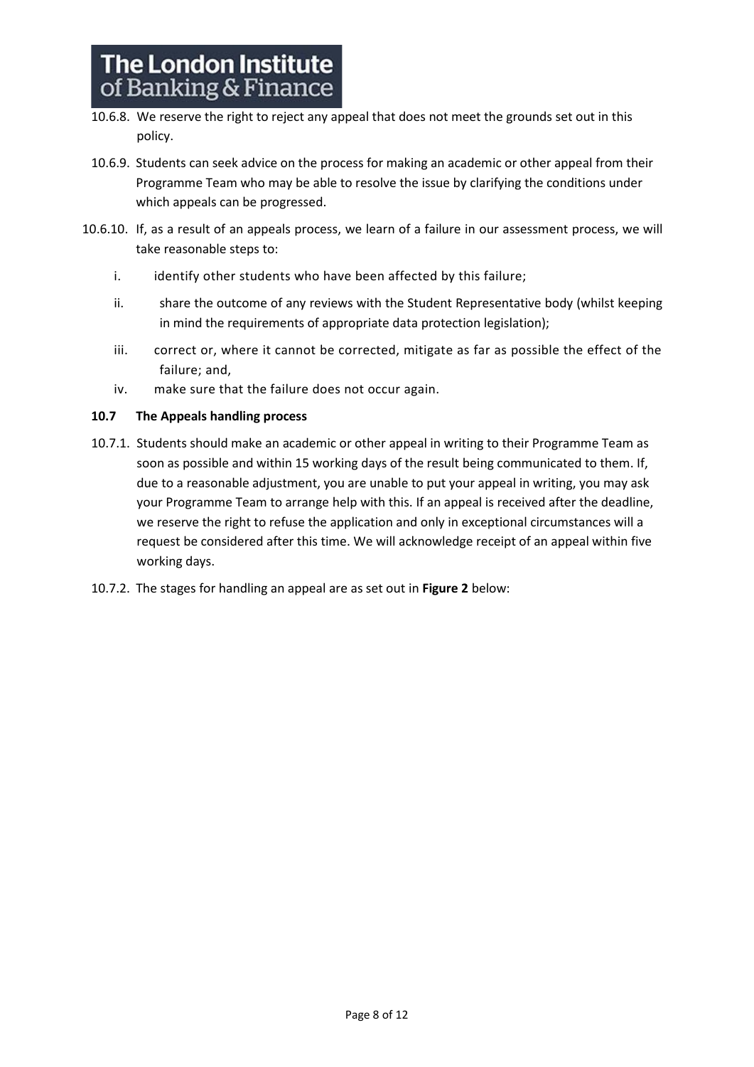10.6.8. We reserve the right to reject any appeal that does not meet the grounds set out in this policy.

10.6.9. Students can seek advice on the process for making an academic or other appeal from their Programme Team who may be able to resolve the issue by clarifying the conditions under which appeals can be progressed.

10.6.10. If, as a result of an appeals process, we learn of a failure in our assessment process, we will take reasonable steps to:

i. identify other students who have been affected by this failure;

ii. share the outcome of any reviews with the Student Representative body (whilst keeping in mind the requirements of appropriate data protection legislation);

iii. correct or, where it cannot be corrected, mitigate as far as possible the effect of the failure; and,

iv. make sure that the failure does not occur again.

### 10.7 The Appeals handling process

10.7.1. Students should make an academic or other appeal in writing to their Programme Team as soon as possible and within 15 working days of the result being communicated to them. If, due to a reasonable adjustment, you are unable to put your appeal in writing, you may ask your Programme Team to arrange help with this. If an appeal is received after the deadline, we reserve the right to refuse the application and only in exceptional circumstances will a request be considered after this time. We will acknowledge receipt of an appeal within five working days.

10.7.2. The stages for handling an appeal are as set out in **Figure 2** below: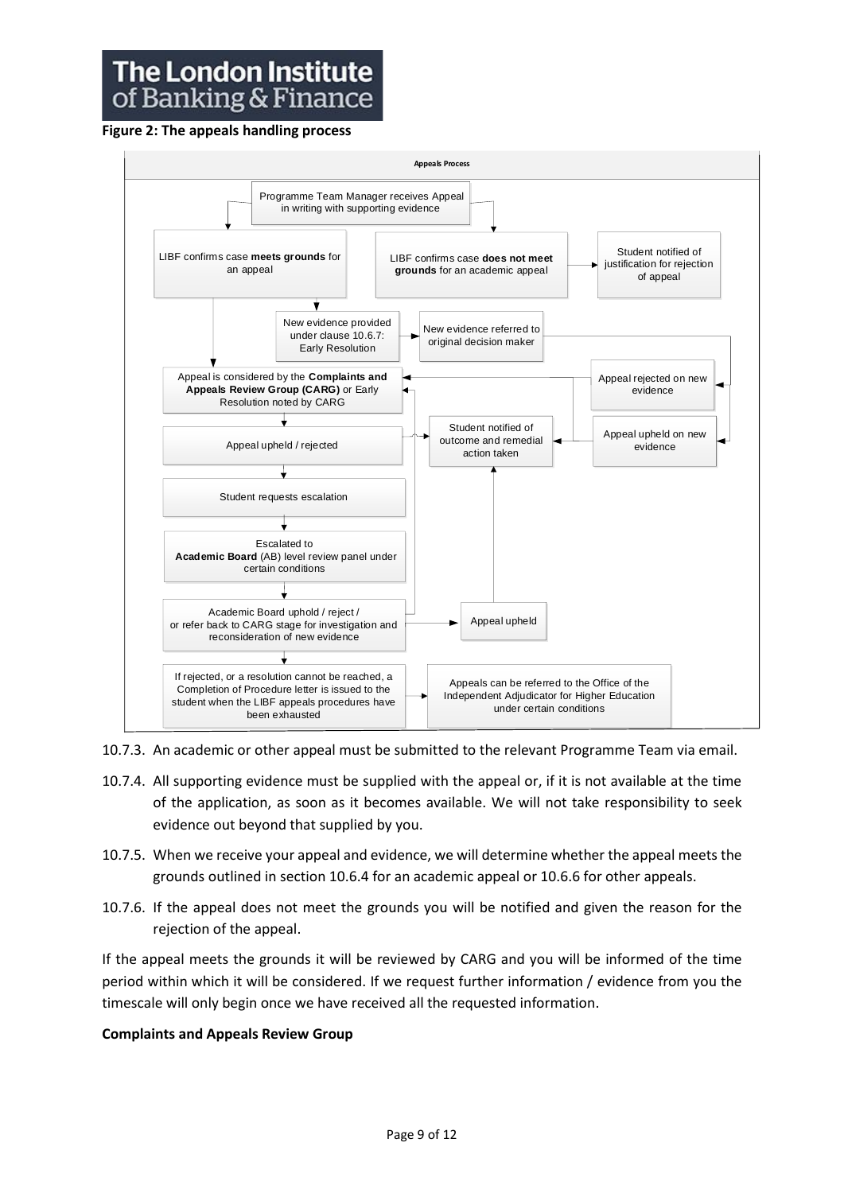**Figure 2: The appeals handling process**

**Appeals Process**

- Programme Team Manager receives Appeal in writing with supporting evidence
- LIBF confirms case **meets grounds** for an appeal
- LIBF confirms case **does not meet grounds** for an academic appeal
- Student notified of justification for rejection of appeal
- New evidence provided under clause 10.6.7: Early Resolution
- New evidence referred to original decision maker
- Appeal rejected on new evidence
- Appeal upheld on new evidence
- Appeal is considered by the **Complaints and Appeals Review Group (CARG)** or Early Resolution noted by CARG
- Appeal upheld / rejected
- Student notified of outcome and remedial action taken
- Student requests escalation
- Escalated to **Academic Board** (AB) level review panel under certain conditions
- Academic Board uphold / reject / or refer back to CARG stage for investigation and reconsideration of new evidence
- Appeal upheld
- If rejected, or a resolution cannot be reached, a Completion of Procedure letter is issued to the student when the LIBF appeals procedures have been exhausted
- Appeals can be referred to the Office of the Independent Adjudicator for Higher Education under certain conditions

10.7.3. An academic or other appeal must be submitted to the relevant Programme Team via email.

10.7.4. All supporting evidence must be supplied with the appeal or, if it is not available at the time of the application, as soon as it becomes available. We will not take responsibility to seek evidence out beyond that supplied by you.

10.7.5. When we receive your appeal and evidence, we will determine whether the appeal meets the grounds outlined in section 10.6.4 for an academic appeal or 10.6.6 for other appeals.

10.7.6. If the appeal does not meet the grounds you will be notified and given the reason for the rejection of the appeal.

If the appeal meets the grounds it will be reviewed by CARG and you will be informed of the time period within which it will be considered. If we request further information / evidence from you the timescale will only begin once we have received all the requested information.

**Complaints and Appeals Review Group**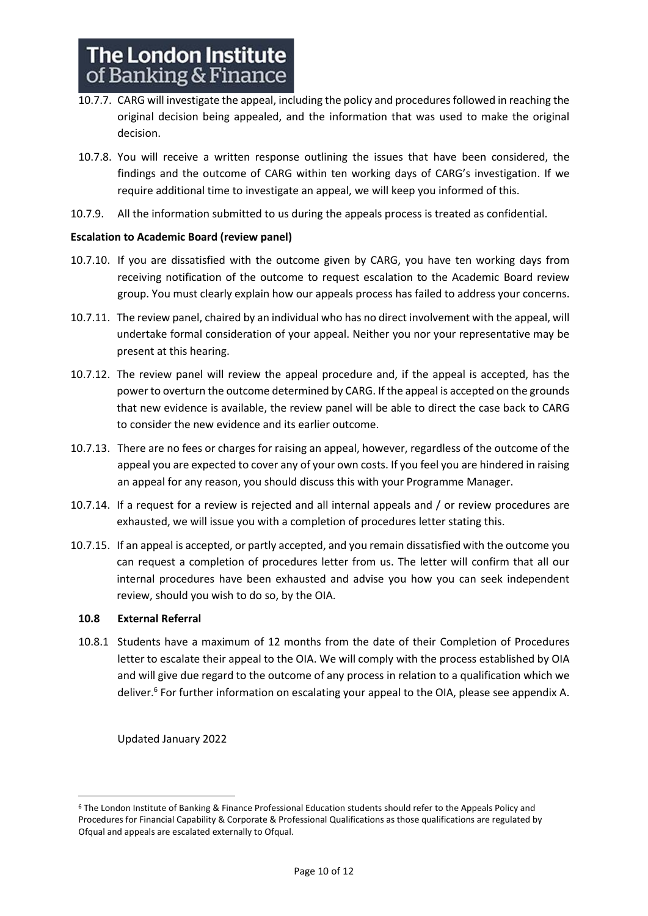10.7.7. CARG will investigate the appeal, including the policy and procedures followed in reaching the original decision being appealed, and the information that was used to make the original decision.

10.7.8. You will receive a written response outlining the issues that have been considered, the findings and the outcome of CARG within ten working days of CARG's investigation. If we require additional time to investigate an appeal, we will keep you informed of this.

10.7.9. All the information submitted to us during the appeals process is treated as confidential.

**Escalation to Academic Board (review panel)**

10.7.10. If you are dissatisfied with the outcome given by CARG, you have ten working days from receiving notification of the outcome to request escalation to the Academic Board review group. You must clearly explain how our appeals process has failed to address your concerns.

10.7.11. The review panel, chaired by an individual who has no direct involvement with the appeal, will undertake formal consideration of your appeal. Neither you nor your representative may be present at this hearing.

10.7.12. The review panel will review the appeal procedure and, if the appeal is accepted, has the power to overturn the outcome determined by CARG. If the appeal is accepted on the grounds that new evidence is available, the review panel will be able to direct the case back to CARG to consider the new evidence and its earlier outcome.

10.7.13. There are no fees or charges for raising an appeal, however, regardless of the outcome of the appeal you are expected to cover any of your own costs. If you feel you are hindered in raising an appeal for any reason, you should discuss this with your Programme Manager.

10.7.14. If a request for a review is rejected and all internal appeals and / or review procedures are exhausted, we will issue you with a completion of procedures letter stating this.

10.7.15. If an appeal is accepted, or partly accepted, and you remain dissatisfied with the outcome you can request a completion of procedures letter from us. The letter will confirm that all our internal procedures have been exhausted and advise you how you can seek independent review, should you wish to do so, by the OIA.

## 10.8 External Referral

10.8.1 Students have a maximum of 12 months from the date of their Completion of Procedures letter to escalate their appeal to the OIA. We will comply with the process established by OIA and will give due regard to the outcome of any process in relation to a qualification which we deliver.[6] For further information on escalating your appeal to the OIA, please see appendix A.

Updated January 2022

[6] The London Institute of Banking & Finance Professional Education students should refer to the Appeals Policy and Procedures for Financial Capability & Corporate & Professional Qualifications as those qualifications are regulated by Ofqual and appeals are escalated externally to Ofqual.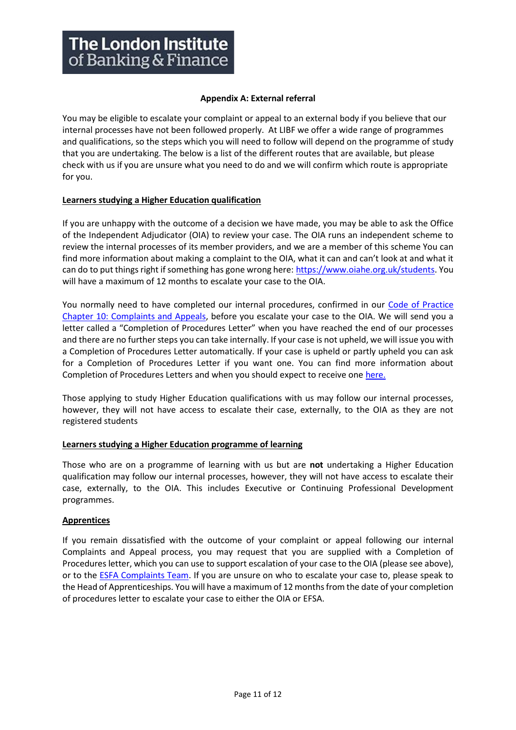## Appendix A: External referral

You may be eligible to escalate your complaint or appeal to an external body if you believe that our internal processes have not been followed properly. At LIBF we offer a wide range of programmes and qualifications, so the steps which you will need to follow will depend on the programme of study that you are undertaking. The below is a list of the different routes that are available, but please check with us if you are unsure what you need to do and we will confirm which route is appropriate for you.

### Learners studying a Higher Education qualification

If you are unhappy with the outcome of a decision we have made, you may be able to ask the Office of the Independent Adjudicator (OIA) to review your case. The OIA runs an independent scheme to review the internal processes of its member providers, and we are a member of this scheme You can find more information about making a complaint to the OIA, what it can and can't look at and what it can do to put things right if something has gone wrong here: https://www.oiahe.org.uk/students. You will have a maximum of 12 months to escalate your case to the OIA.

You normally need to have completed our internal procedures, confirmed in our Code of Practice Chapter 10: Complaints and Appeals, before you escalate your case to the OIA. We will send you a letter called a "Completion of Procedures Letter" when you have reached the end of our processes and there are no further steps you can take internally. If your case is not upheld, we will issue you with a Completion of Procedures Letter automatically. If your case is upheld or partly upheld you can ask for a Completion of Procedures Letter if you want one. You can find more information about Completion of Procedures Letters and when you should expect to receive one here.

Those applying to study Higher Education qualifications with us may follow our internal processes, however, they will not have access to escalate their case, externally, to the OIA as they are not registered students

### Learners studying a Higher Education programme of learning

Those who are on a programme of learning with us but are **not** undertaking a Higher Education qualification may follow our internal processes, however, they will not have access to escalate their case, externally, to the OIA. This includes Executive or Continuing Professional Development programmes.

### Apprentices

If you remain dissatisfied with the outcome of your complaint or appeal following our internal Complaints and Appeal process, you may request that you are supplied with a Completion of Procedures letter, which you can use to support escalation of your case to the OIA (please see above), or to the ESFA Complaints Team. If you are unsure on who to escalate your case to, please speak to the Head of Apprenticeships. You will have a maximum of 12 months from the date of your completion of procedures letter to escalate your case to either the OIA or EFSA.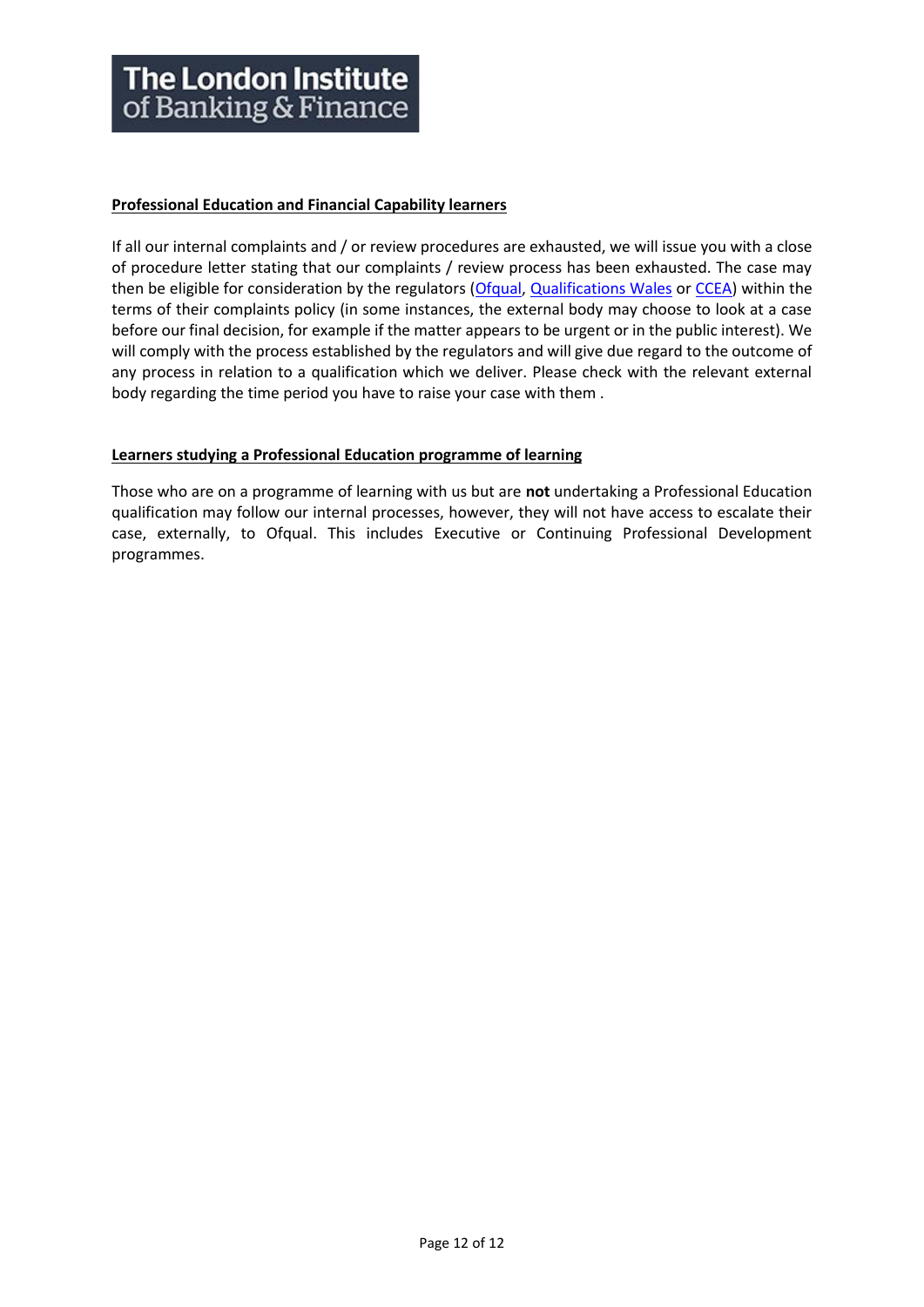**Professional Education and Financial Capability learners**

If all our internal complaints and / or review procedures are exhausted, we will issue you with a close of procedure letter stating that our complaints / review process has been exhausted. The case may then be eligible for consideration by the regulators (Ofqual, Qualifications Wales or CCEA) within the terms of their complaints policy (in some instances, the external body may choose to look at a case before our final decision, for example if the matter appears to be urgent or in the public interest). We will comply with the process established by the regulators and will give due regard to the outcome of any process in relation to a qualification which we deliver. Please check with the relevant external body regarding the time period you have to raise your case with them .

**Learners studying a Professional Education programme of learning**

Those who are on a programme of learning with us but are **not** undertaking a Professional Education qualification may follow our internal processes, however, they will not have access to escalate their case, externally, to Ofqual. This includes Executive or Continuing Professional Development programmes.